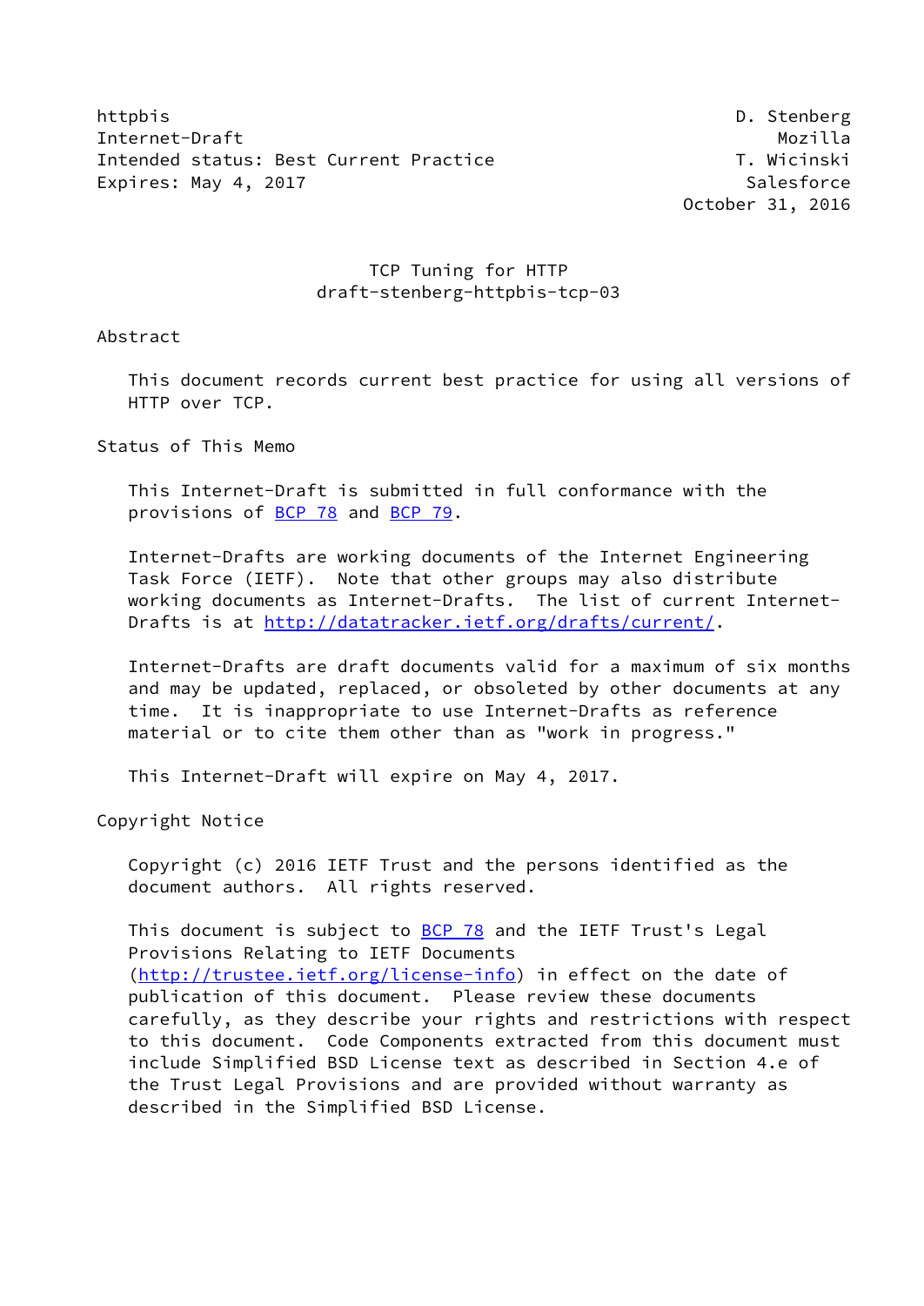httpbis D. Stenberg
Internet-Draft Mozilla
Intended status: Best Current Practice T. Wicinski
Expires: May 4, 2017 Salesforce
October 31, 2016

# TCP Tuning for HTTP
## draft-stenberg-httpbis-tcp-03

## Abstract

This document records current best practice for using all versions of HTTP over TCP.

## Status of This Memo

This Internet-Draft is submitted in full conformance with the provisions of BCP 78 and BCP 79.

Internet-Drafts are working documents of the Internet Engineering Task Force (IETF). Note that other groups may also distribute working documents as Internet-Drafts. The list of current Internet-Drafts is at http://datatracker.ietf.org/drafts/current/.

Internet-Drafts are draft documents valid for a maximum of six months and may be updated, replaced, or obsoleted by other documents at any time. It is inappropriate to use Internet-Drafts as reference material or to cite them other than as "work in progress."

This Internet-Draft will expire on May 4, 2017.

## Copyright Notice

Copyright (c) 2016 IETF Trust and the persons identified as the document authors. All rights reserved.

This document is subject to BCP 78 and the IETF Trust's Legal Provisions Relating to IETF Documents (http://trustee.ietf.org/license-info) in effect on the date of publication of this document. Please review these documents carefully, as they describe your rights and restrictions with respect to this document. Code Components extracted from this document must include Simplified BSD License text as described in Section 4.e of the Trust Legal Provisions and are provided without warranty as described in the Simplified BSD License.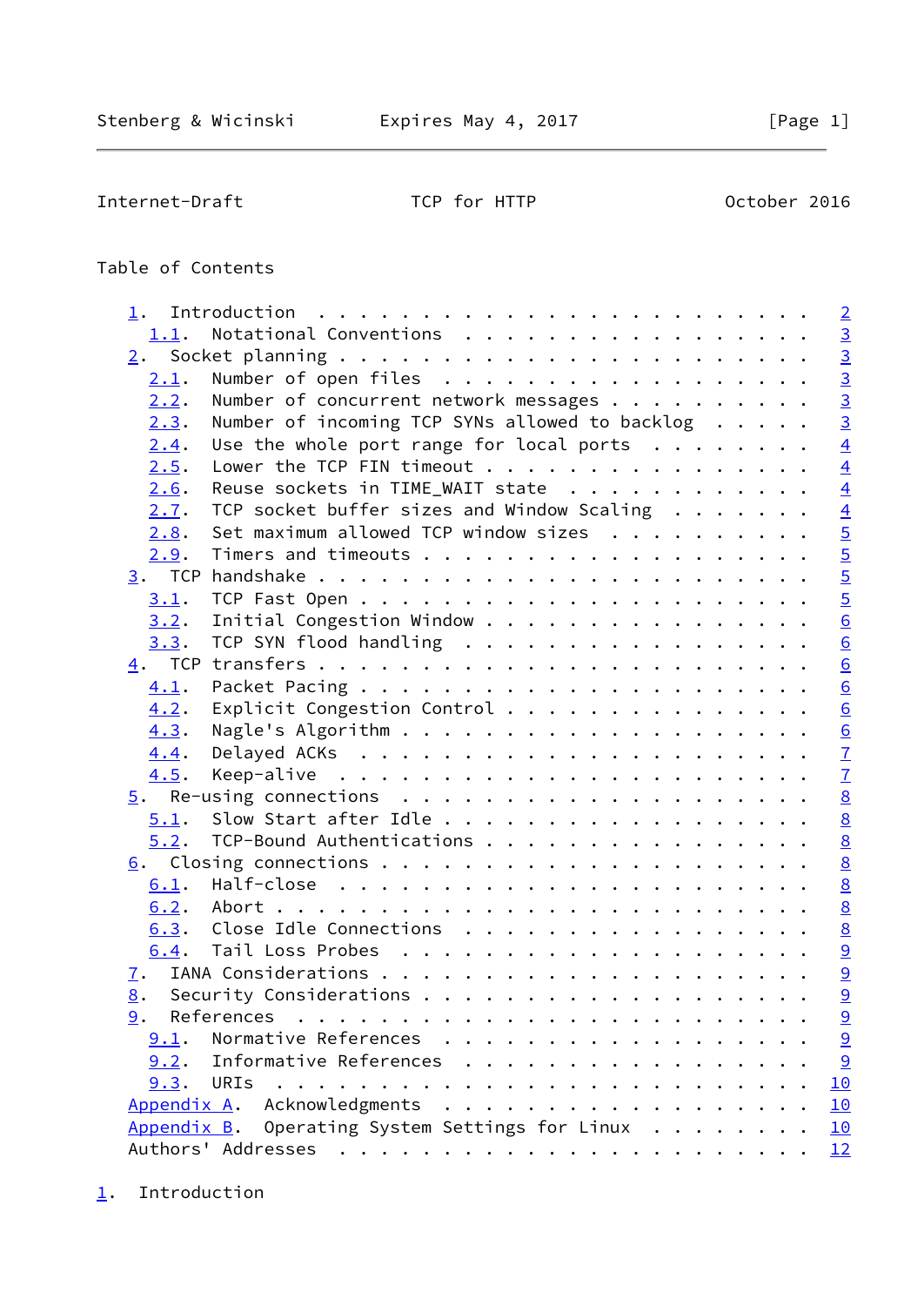## Table of Contents

- 1. Introduction . . . . . . . . . . . . . . . . . . . . . . . . 2
  - 1.1. Notational Conventions . . . . . . . . . . . . . . . . . 3
- 2. Socket planning . . . . . . . . . . . . . . . . . . . . . . . 3
  - 2.1. Number of open files . . . . . . . . . . . . . . . . . . 3
  - 2.2. Number of concurrent network messages . . . . . . . . . . 3
  - 2.3. Number of incoming TCP SYNs allowed to backlog . . . . . 3
  - 2.4. Use the whole port range for local ports . . . . . . . . 4
  - 2.5. Lower the TCP FIN timeout . . . . . . . . . . . . . . . . 4
  - 2.6. Reuse sockets in TIME_WAIT state . . . . . . . . . . . . 4
  - 2.7. TCP socket buffer sizes and Window Scaling . . . . . . . 4
  - 2.8. Set maximum allowed TCP window sizes . . . . . . . . . . 5
  - 2.9. Timers and timeouts . . . . . . . . . . . . . . . . . . . 5
- 3. TCP handshake . . . . . . . . . . . . . . . . . . . . . . . . 5
  - 3.1. TCP Fast Open . . . . . . . . . . . . . . . . . . . . . . 5
  - 3.2. Initial Congestion Window . . . . . . . . . . . . . . . . 6
  - 3.3. TCP SYN flood handling . . . . . . . . . . . . . . . . . 6
- 4. TCP transfers . . . . . . . . . . . . . . . . . . . . . . . . 6
  - 4.1. Packet Pacing . . . . . . . . . . . . . . . . . . . . . . 6
  - 4.2. Explicit Congestion Control . . . . . . . . . . . . . . . 6
  - 4.3. Nagle's Algorithm . . . . . . . . . . . . . . . . . . . . 6
  - 4.4. Delayed ACKs . . . . . . . . . . . . . . . . . . . . . . 7
  - 4.5. Keep-alive . . . . . . . . . . . . . . . . . . . . . . . 7
- 5. Re-using connections . . . . . . . . . . . . . . . . . . . . 8
  - 5.1. Slow Start after Idle . . . . . . . . . . . . . . . . . . 8
  - 5.2. TCP-Bound Authentications . . . . . . . . . . . . . . . . 8
- 6. Closing connections . . . . . . . . . . . . . . . . . . . . . 8
  - 6.1. Half-close . . . . . . . . . . . . . . . . . . . . . . . 8
  - 6.2. Abort . . . . . . . . . . . . . . . . . . . . . . . . . . 8
  - 6.3. Close Idle Connections . . . . . . . . . . . . . . . . . 8
  - 6.4. Tail Loss Probes . . . . . . . . . . . . . . . . . . . . 9
- 7. IANA Considerations . . . . . . . . . . . . . . . . . . . . . 9
- 8. Security Considerations . . . . . . . . . . . . . . . . . . . 9
- 9. References . . . . . . . . . . . . . . . . . . . . . . . . . 9
  - 9.1. Normative References . . . . . . . . . . . . . . . . . . 9
  - 9.2. Informative References . . . . . . . . . . . . . . . . . 9
  - 9.3. URIs . . . . . . . . . . . . . . . . . . . . . . . . . . 10
- Appendix A. Acknowledgments . . . . . . . . . . . . . . . . . . . 10
- Appendix B. Operating System Settings for Linux . . . . . . . . . 10
- Authors' Addresses . . . . . . . . . . . . . . . . . . . . . . . . 12

## 1. Introduction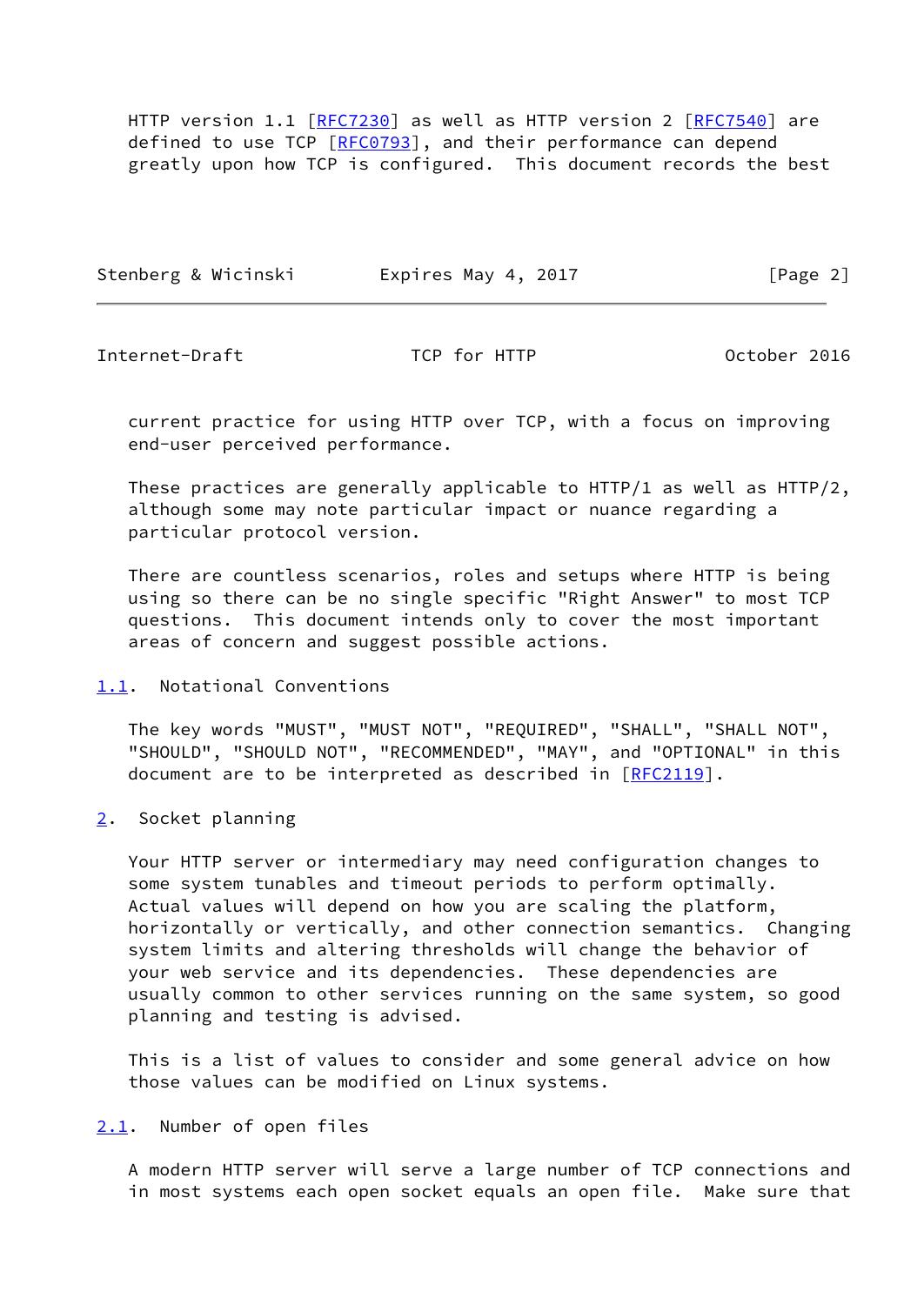HTTP version 1.1 [RFC7230] as well as HTTP version 2 [RFC7540] are defined to use TCP [RFC0793], and their performance can depend greatly upon how TCP is configured. This document records the best current practice for using HTTP over TCP, with a focus on improving end-user perceived performance.

These practices are generally applicable to HTTP/1 as well as HTTP/2, although some may note particular impact or nuance regarding a particular protocol version.

There are countless scenarios, roles and setups where HTTP is being using so there can be no single specific "Right Answer" to most TCP questions. This document intends only to cover the most important areas of concern and suggest possible actions.

### 1.1. Notational Conventions

The key words "MUST", "MUST NOT", "REQUIRED", "SHALL", "SHALL NOT", "SHOULD", "SHOULD NOT", "RECOMMENDED", "MAY", and "OPTIONAL" in this document are to be interpreted as described in [RFC2119].

## 2. Socket planning

Your HTTP server or intermediary may need configuration changes to some system tunables and timeout periods to perform optimally. Actual values will depend on how you are scaling the platform, horizontally or vertically, and other connection semantics. Changing system limits and altering thresholds will change the behavior of your web service and its dependencies. These dependencies are usually common to other services running on the same system, so good planning and testing is advised.

This is a list of values to consider and some general advice on how those values can be modified on Linux systems.

### 2.1. Number of open files

A modern HTTP server will serve a large number of TCP connections and in most systems each open socket equals an open file. Make sure that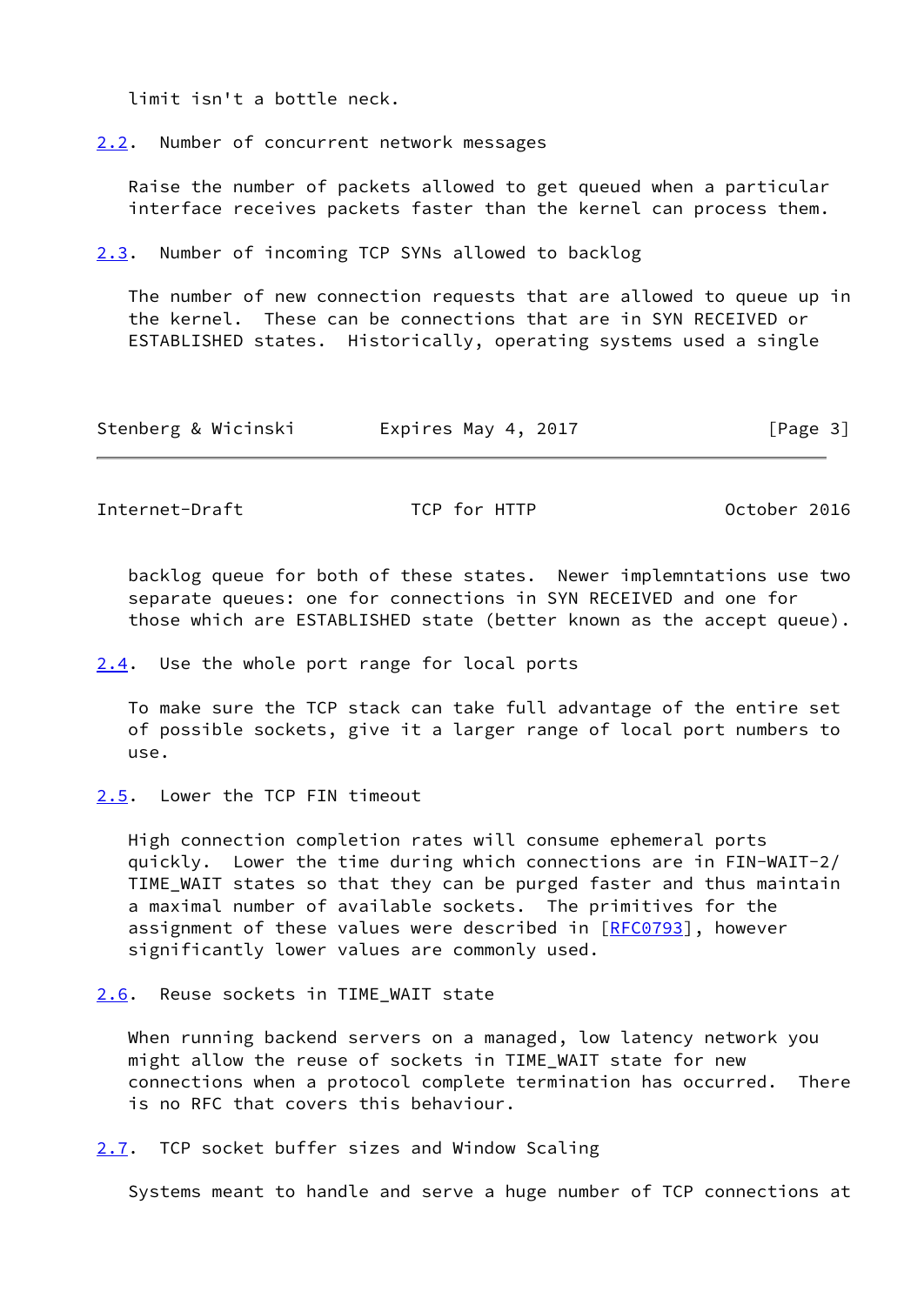limit isn't a bottle neck.

### 2.2. Number of concurrent network messages

Raise the number of packets allowed to get queued when a particular interface receives packets faster than the kernel can process them.

### 2.3. Number of incoming TCP SYNs allowed to backlog

The number of new connection requests that are allowed to queue up in the kernel. These can be connections that are in SYN RECEIVED or ESTABLISHED states. Historically, operating systems used a single backlog queue for both of these states. Newer implemnntations use two separate queues: one for connections in SYN RECEIVED and one for those which are ESTABLISHED state (better known as the accept queue).

### 2.4. Use the whole port range for local ports

To make sure the TCP stack can take full advantage of the entire set of possible sockets, give it a larger range of local port numbers to use.

### 2.5. Lower the TCP FIN timeout

High connection completion rates will consume ephemeral ports quickly. Lower the time during which connections are in FIN-WAIT-2/ TIME_WAIT states so that they can be purged faster and thus maintain a maximal number of available sockets. The primitives for the assignment of these values were described in [RFC0793], however significantly lower values are commonly used.

### 2.6. Reuse sockets in TIME_WAIT state

When running backend servers on a managed, low latency network you might allow the reuse of sockets in TIME_WAIT state for new connections when a protocol complete termination has occurred. There is no RFC that covers this behaviour.

### 2.7. TCP socket buffer sizes and Window Scaling

Systems meant to handle and serve a huge number of TCP connections at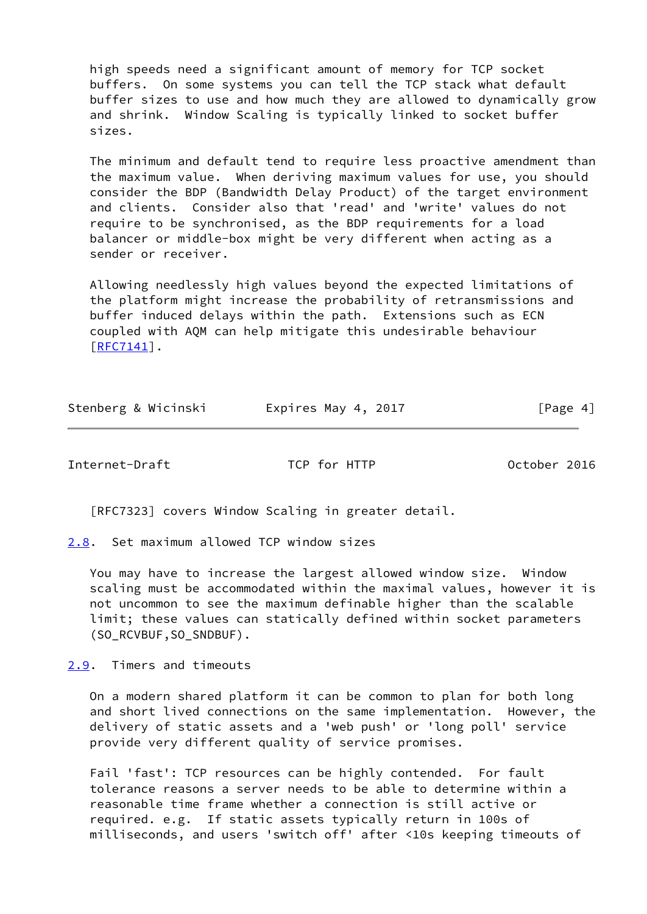high speeds need a significant amount of memory for TCP socket buffers. On some systems you can tell the TCP stack what default buffer sizes to use and how much they are allowed to dynamically grow and shrink. Window Scaling is typically linked to socket buffer sizes.

The minimum and default tend to require less proactive amendment than the maximum value. When deriving maximum values for use, you should consider the BDP (Bandwidth Delay Product) of the target environment and clients. Consider also that 'read' and 'write' values do not require to be synchronised, as the BDP requirements for a load balancer or middle-box might be very different when acting as a sender or receiver.

Allowing needlessly high values beyond the expected limitations of the platform might increase the probability of retransmissions and buffer induced delays within the path. Extensions such as ECN coupled with AQM can help mitigate this undesirable behaviour [RFC7141].

[RFC7323] covers Window Scaling in greater detail.

### 2.8. Set maximum allowed TCP window sizes

You may have to increase the largest allowed window size. Window scaling must be accommodated within the maximal values, however it is not uncommon to see the maximum definable higher than the scalable limit; these values can statically defined within socket parameters (SO_RCVBUF,SO_SNDBUF).

### 2.9. Timers and timeouts

On a modern shared platform it can be common to plan for both long and short lived connections on the same implementation. However, the delivery of static assets and a 'web push' or 'long poll' service provide very different quality of service promises.

Fail 'fast': TCP resources can be highly contended. For fault tolerance reasons a server needs to be able to determine within a reasonable time frame whether a connection is still active or required. e.g. If static assets typically return in 100s of milliseconds, and users 'switch off' after <10s keeping timeouts of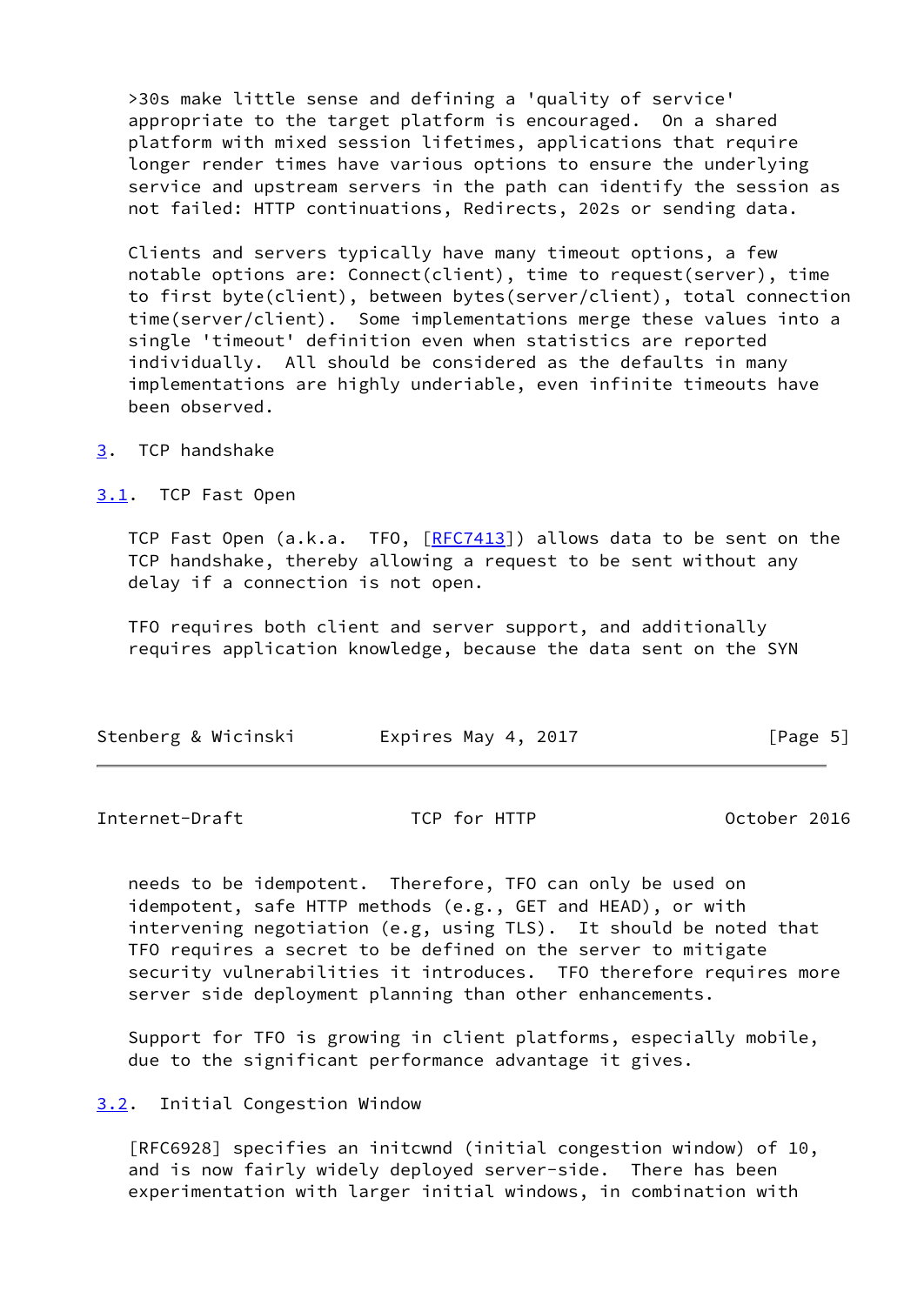>30s make little sense and defining a 'quality of service' appropriate to the target platform is encouraged. On a shared platform with mixed session lifetimes, applications that require longer render times have various options to ensure the underlying service and upstream servers in the path can identify the session as not failed: HTTP continuations, Redirects, 202s or sending data.

Clients and servers typically have many timeout options, a few notable options are: Connect(client), time to request(server), time to first byte(client), between bytes(server/client), total connection time(server/client). Some implementations merge these values into a single 'timeout' definition even when statistics are reported individually. All should be considered as the defaults in many implementations are highly underiable, even infinite timeouts have been observed.

## 3. TCP handshake

### 3.1. TCP Fast Open

TCP Fast Open (a.k.a. TFO, [RFC7413]) allows data to be sent on the TCP handshake, thereby allowing a request to be sent without any delay if a connection is not open.

TFO requires both client and server support, and additionally requires application knowledge, because the data sent on the SYN needs to be idempotent. Therefore, TFO can only be used on idempotent, safe HTTP methods (e.g., GET and HEAD), or with intervening negotiation (e.g, using TLS). It should be noted that TFO requires a secret to be defined on the server to mitigate security vulnerabilities it introduces. TFO therefore requires more server side deployment planning than other enhancements.

Support for TFO is growing in client platforms, especially mobile, due to the significant performance advantage it gives.

### 3.2. Initial Congestion Window

[RFC6928] specifies an initcwnd (initial congestion window) of 10, and is now fairly widely deployed server-side. There has been experimentation with larger initial windows, in combination with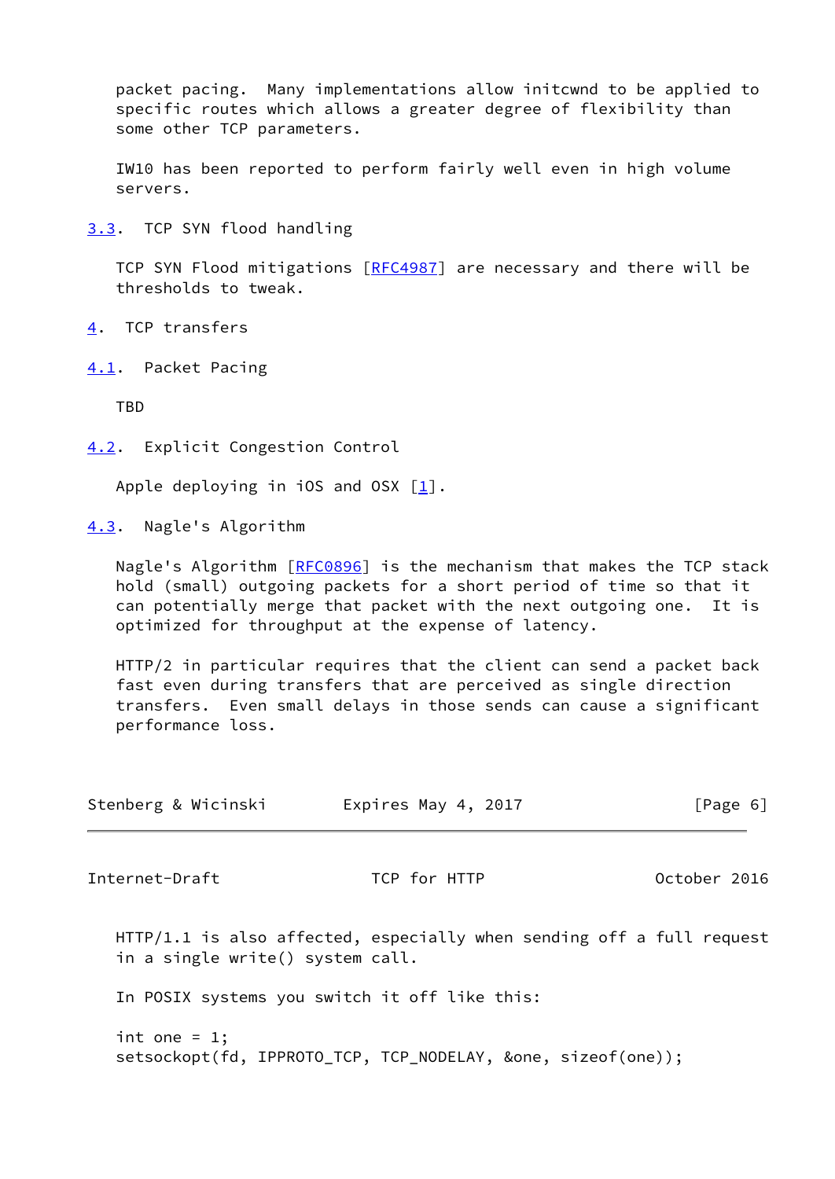packet pacing. Many implementations allow initcwnd to be applied to specific routes which allows a greater degree of flexibility than some other TCP parameters.

IW10 has been reported to perform fairly well even in high volume servers.

### 3.3. TCP SYN flood handling

TCP SYN Flood mitigations [RFC4987] are necessary and there will be thresholds to tweak.

## 4. TCP transfers

### 4.1. Packet Pacing

TBD

### 4.2. Explicit Congestion Control

Apple deploying in iOS and OSX [1].

### 4.3. Nagle's Algorithm

Nagle's Algorithm [RFC0896] is the mechanism that makes the TCP stack hold (small) outgoing packets for a short period of time so that it can potentially merge that packet with the next outgoing one. It is optimized for throughput at the expense of latency.

HTTP/2 in particular requires that the client can send a packet back fast even during transfers that are perceived as single direction transfers. Even small delays in those sends can cause a significant performance loss.

HTTP/1.1 is also affected, especially when sending off a full request in a single write() system call.

In POSIX systems you switch it off like this:

```
int one = 1;
setsockopt(fd, IPPROTO_TCP, TCP_NODELAY, &one, sizeof(one));
```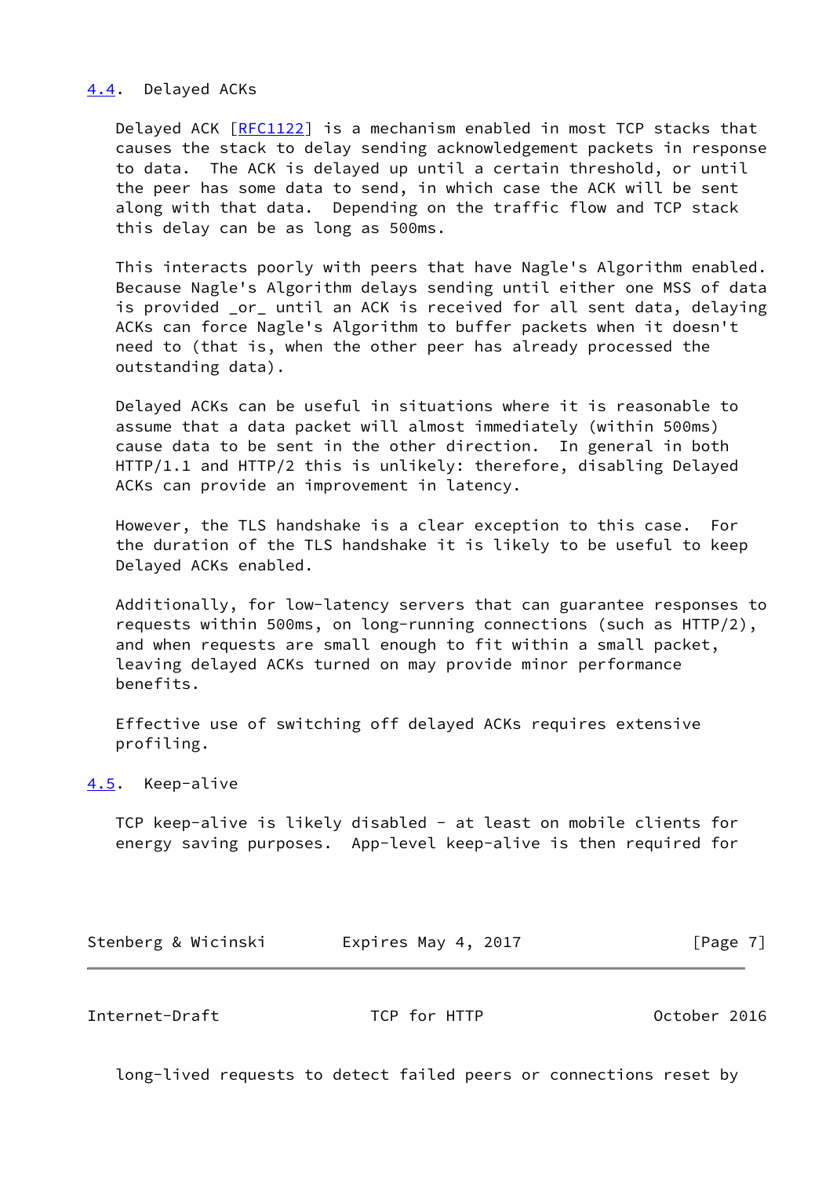## 4.4. Delayed ACKs

Delayed ACK [RFC1122] is a mechanism enabled in most TCP stacks that causes the stack to delay sending acknowledgement packets in response to data. The ACK is delayed up until a certain threshold, or until the peer has some data to send, in which case the ACK will be sent along with that data. Depending on the traffic flow and TCP stack this delay can be as long as 500ms.

This interacts poorly with peers that have Nagle's Algorithm enabled. Because Nagle's Algorithm delays sending until either one MSS of data is provided _or_ until an ACK is received for all sent data, delaying ACKs can force Nagle's Algorithm to buffer packets when it doesn't need to (that is, when the other peer has already processed the outstanding data).

Delayed ACKs can be useful in situations where it is reasonable to assume that a data packet will almost immediately (within 500ms) cause data to be sent in the other direction. In general in both HTTP/1.1 and HTTP/2 this is unlikely: therefore, disabling Delayed ACKs can provide an improvement in latency.

However, the TLS handshake is a clear exception to this case. For the duration of the TLS handshake it is likely to be useful to keep Delayed ACKs enabled.

Additionally, for low-latency servers that can guarantee responses to requests within 500ms, on long-running connections (such as HTTP/2), and when requests are small enough to fit within a small packet, leaving delayed ACKs turned on may provide minor performance benefits.

Effective use of switching off delayed ACKs requires extensive profiling.

## 4.5. Keep-alive

TCP keep-alive is likely disabled - at least on mobile clients for energy saving purposes. App-level keep-alive is then required for long-lived requests to detect failed peers or connections reset by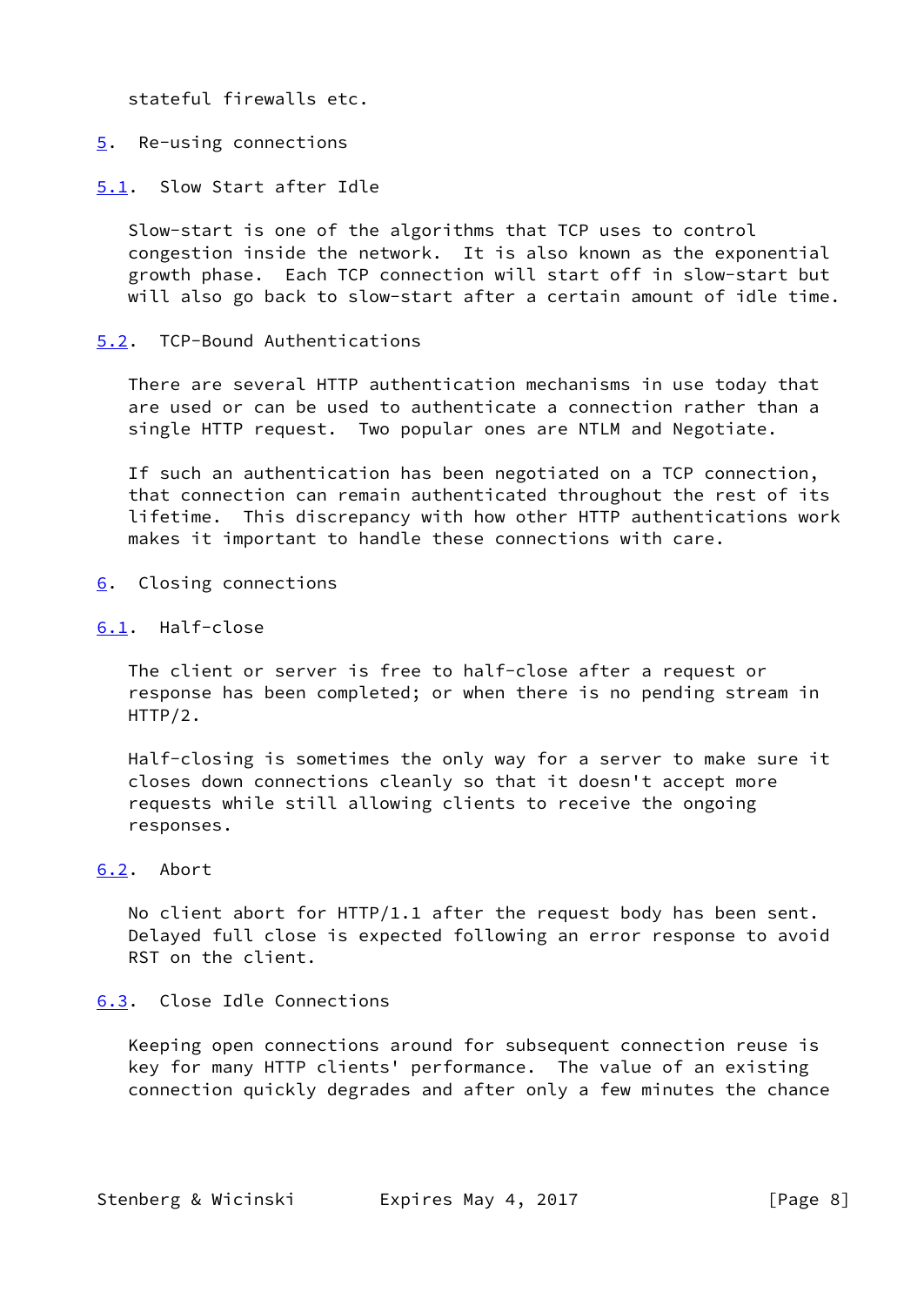stateful firewalls etc.

## 5. Re-using connections

### 5.1. Slow Start after Idle

Slow-start is one of the algorithms that TCP uses to control congestion inside the network. It is also known as the exponential growth phase. Each TCP connection will start off in slow-start but will also go back to slow-start after a certain amount of idle time.

### 5.2. TCP-Bound Authentications

There are several HTTP authentication mechanisms in use today that are used or can be used to authenticate a connection rather than a single HTTP request. Two popular ones are NTLM and Negotiate.

If such an authentication has been negotiated on a TCP connection, that connection can remain authenticated throughout the rest of its lifetime. This discrepancy with how other HTTP authentications work makes it important to handle these connections with care.

## 6. Closing connections

### 6.1. Half-close

The client or server is free to half-close after a request or response has been completed; or when there is no pending stream in HTTP/2.

Half-closing is sometimes the only way for a server to make sure it closes down connections cleanly so that it doesn't accept more requests while still allowing clients to receive the ongoing responses.

### 6.2. Abort

No client abort for HTTP/1.1 after the request body has been sent. Delayed full close is expected following an error response to avoid RST on the client.

### 6.3. Close Idle Connections

Keeping open connections around for subsequent connection reuse is key for many HTTP clients' performance. The value of an existing connection quickly degrades and after only a few minutes the chance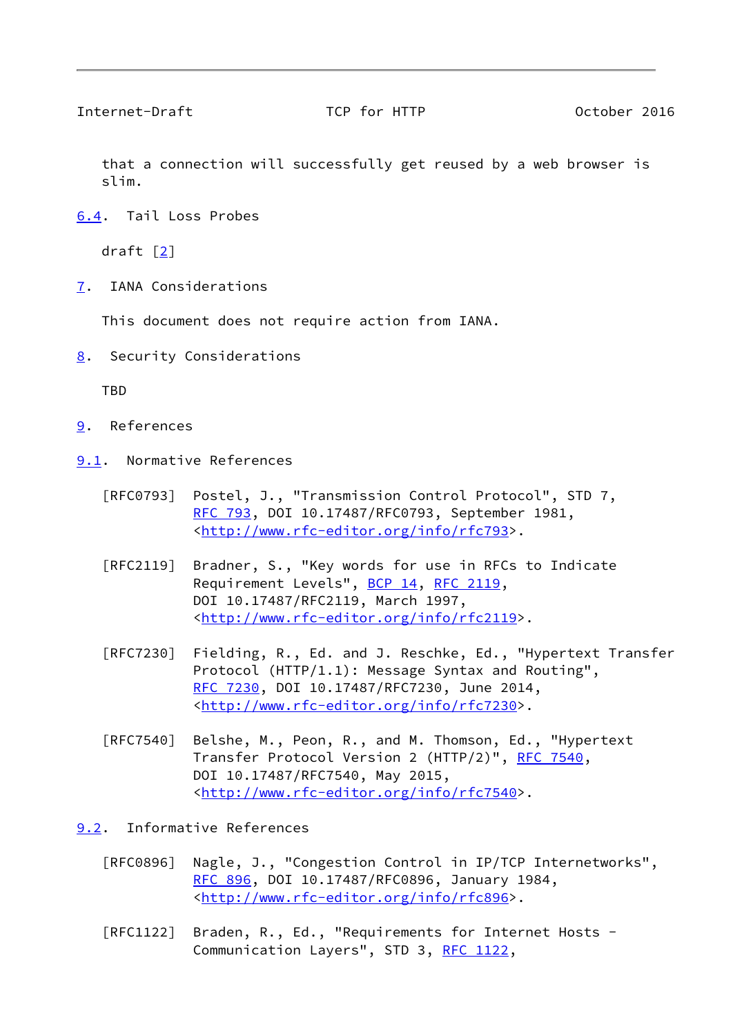that a connection will successfully get reused by a web browser is slim.

### 6.4. Tail Loss Probes

draft [2]

## 7. IANA Considerations

This document does not require action from IANA.

## 8. Security Considerations

TBD

## 9. References

### 9.1. Normative References

[RFC0793] Postel, J., "Transmission Control Protocol", STD 7, RFC 793, DOI 10.17487/RFC0793, September 1981, <http://www.rfc-editor.org/info/rfc793>.

[RFC2119] Bradner, S., "Key words for use in RFCs to Indicate Requirement Levels", BCP 14, RFC 2119, DOI 10.17487/RFC2119, March 1997, <http://www.rfc-editor.org/info/rfc2119>.

[RFC7230] Fielding, R., Ed. and J. Reschke, Ed., "Hypertext Transfer Protocol (HTTP/1.1): Message Syntax and Routing", RFC 7230, DOI 10.17487/RFC7230, June 2014, <http://www.rfc-editor.org/info/rfc7230>.

[RFC7540] Belshe, M., Peon, R., and M. Thomson, Ed., "Hypertext Transfer Protocol Version 2 (HTTP/2)", RFC 7540, DOI 10.17487/RFC7540, May 2015, <http://www.rfc-editor.org/info/rfc7540>.

### 9.2. Informative References

[RFC0896] Nagle, J., "Congestion Control in IP/TCP Internetworks", RFC 896, DOI 10.17487/RFC0896, January 1984, <http://www.rfc-editor.org/info/rfc896>.

[RFC1122] Braden, R., Ed., "Requirements for Internet Hosts - Communication Layers", STD 3, RFC 1122,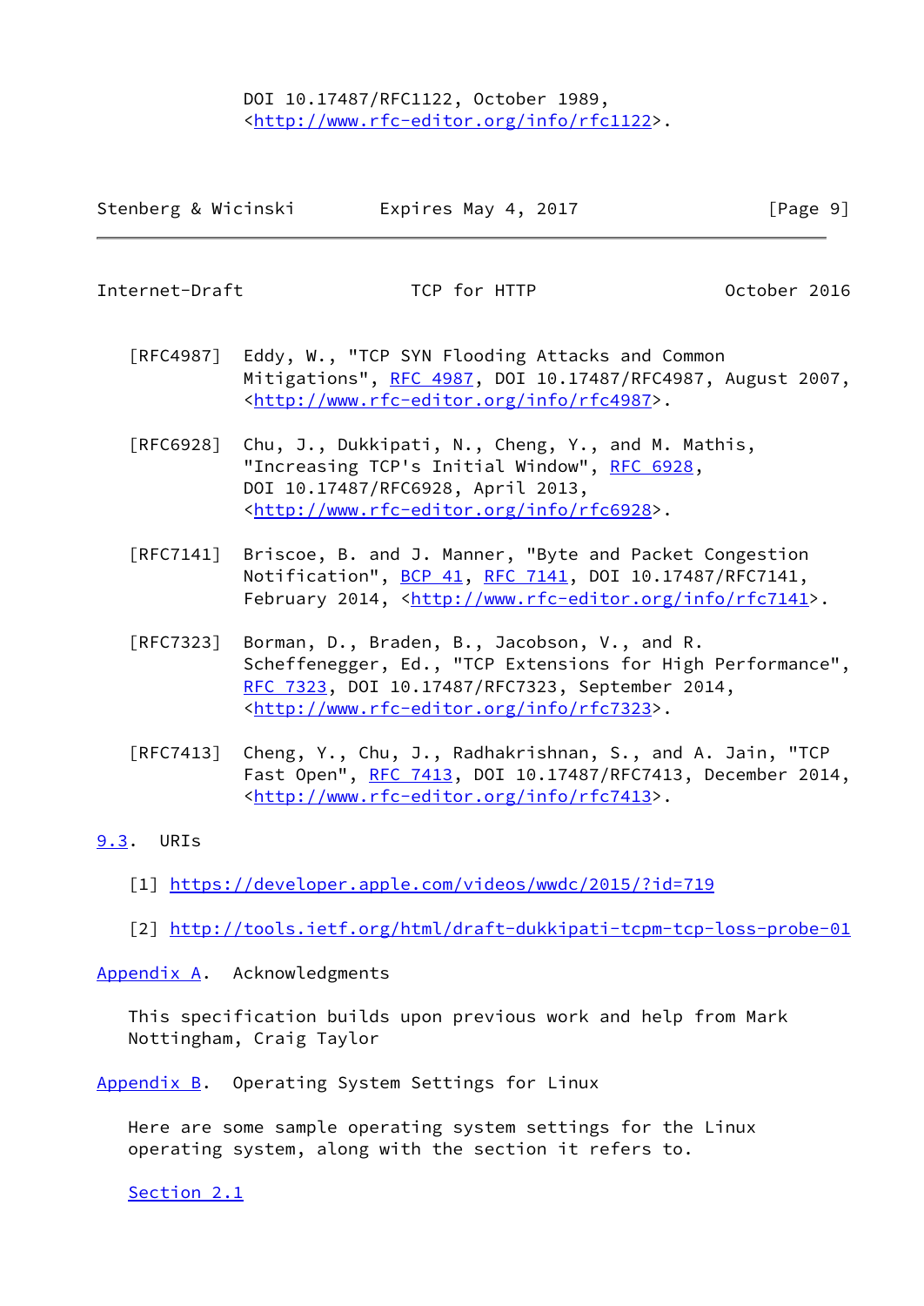DOI 10.17487/RFC1122, October 1989, <http://www.rfc-editor.org/info/rfc1122>.

[RFC4987] Eddy, W., "TCP SYN Flooding Attacks and Common Mitigations", RFC 4987, DOI 10.17487/RFC4987, August 2007, <http://www.rfc-editor.org/info/rfc4987>.

[RFC6928] Chu, J., Dukkipati, N., Cheng, Y., and M. Mathis, "Increasing TCP's Initial Window", RFC 6928, DOI 10.17487/RFC6928, April 2013, <http://www.rfc-editor.org/info/rfc6928>.

[RFC7141] Briscoe, B. and J. Manner, "Byte and Packet Congestion Notification", BCP 41, RFC 7141, DOI 10.17487/RFC7141, February 2014, <http://www.rfc-editor.org/info/rfc7141>.

[RFC7323] Borman, D., Braden, B., Jacobson, V., and R. Scheffenegger, Ed., "TCP Extensions for High Performance", RFC 7323, DOI 10.17487/RFC7323, September 2014, <http://www.rfc-editor.org/info/rfc7323>.

[RFC7413] Cheng, Y., Chu, J., Radhakrishnan, S., and A. Jain, "TCP Fast Open", RFC 7413, DOI 10.17487/RFC7413, December 2014, <http://www.rfc-editor.org/info/rfc7413>.

## 9.3. URIs

[1] https://developer.apple.com/videos/wwdc/2015/?id=719

[2] http://tools.ietf.org/html/draft-dukkipati-tcpm-tcp-loss-probe-01

# Appendix A. Acknowledgments

This specification builds upon previous work and help from Mark Nottingham, Craig Taylor

# Appendix B. Operating System Settings for Linux

Here are some sample operating system settings for the Linux operating system, along with the section it refers to.

Section 2.1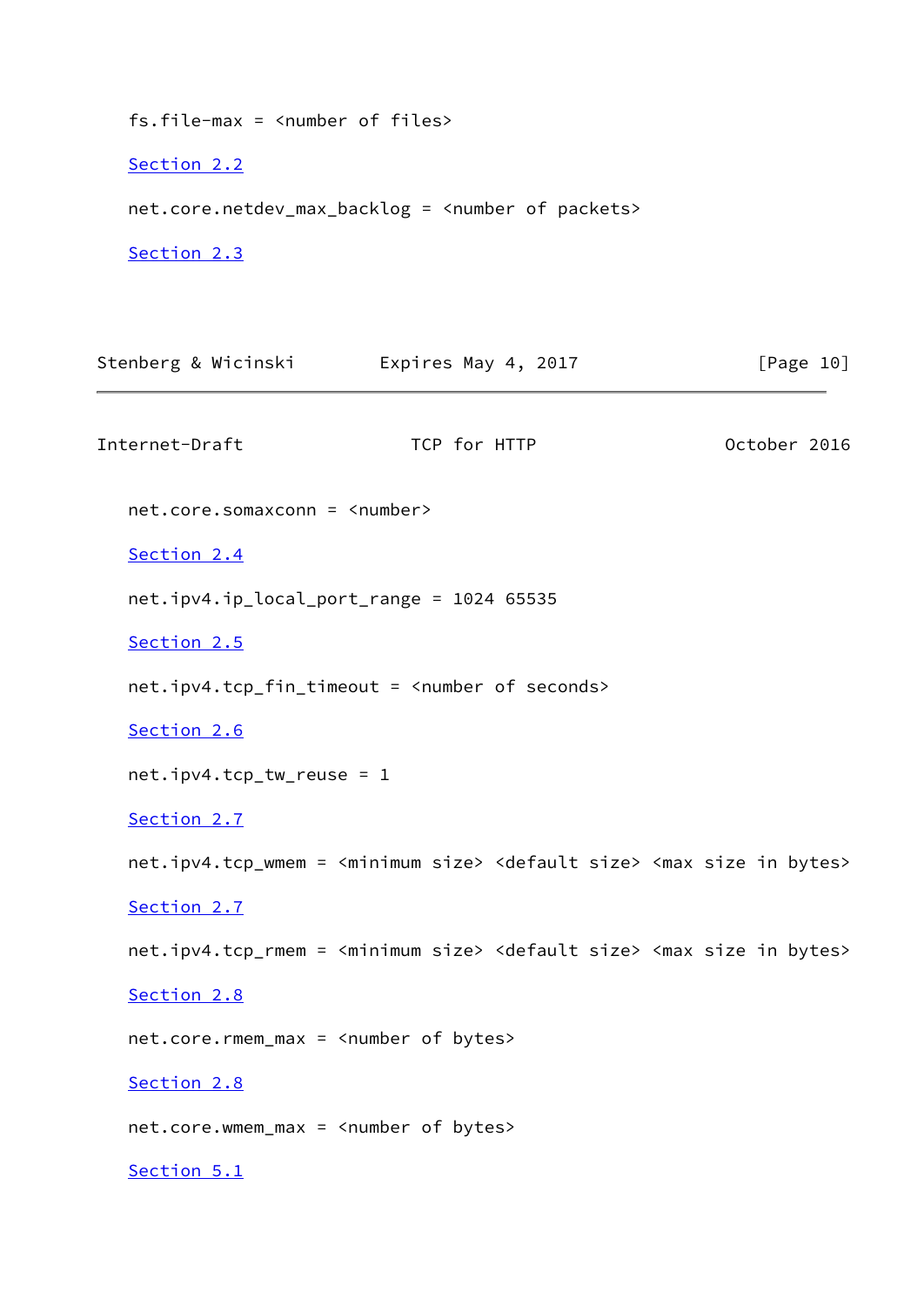fs.file-max = <number of files>

Section 2.2

net.core.netdev_max_backlog = <number of packets>

Section 2.3

net.core.somaxconn = <number>

Section 2.4

net.ipv4.ip_local_port_range = 1024 65535

Section 2.5

net.ipv4.tcp_fin_timeout = <number of seconds>

Section 2.6

net.ipv4.tcp_tw_reuse = 1

Section 2.7

net.ipv4.tcp_wmem = <minimum size> <default size> <max size in bytes>

Section 2.7

net.ipv4.tcp_rmem = <minimum size> <default size> <max size in bytes>

Section 2.8

net.core.rmem_max = <number of bytes>

Section 2.8

net.core.wmem_max = <number of bytes>

Section 5.1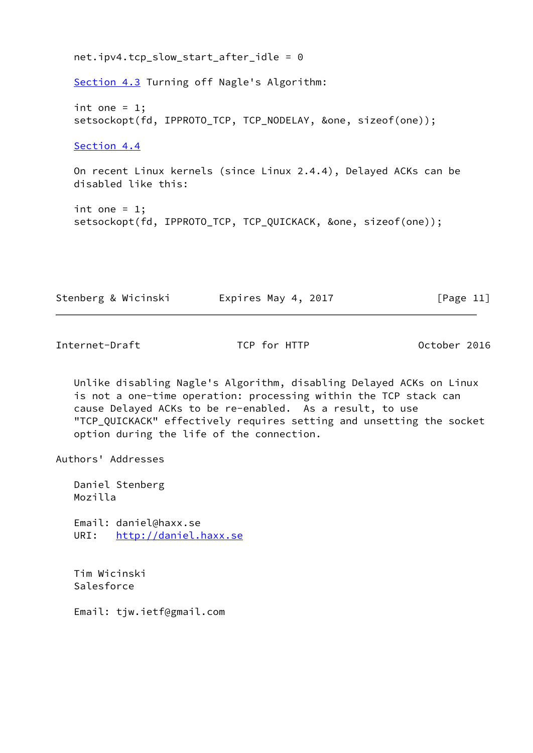```
net.ipv4.tcp_slow_start_after_idle = 0
```

Section 4.3 Turning off Nagle's Algorithm:

```
int one = 1;
setsockopt(fd, IPPROTO_TCP, TCP_NODELAY, &one, sizeof(one));
```

Section 4.4

On recent Linux kernels (since Linux 2.4.4), Delayed ACKs can be disabled like this:

```
int one = 1;
setsockopt(fd, IPPROTO_TCP, TCP_QUICKACK, &one, sizeof(one));
```

Unlike disabling Nagle's Algorithm, disabling Delayed ACKs on Linux is not a one-time operation: processing within the TCP stack can cause Delayed ACKs to be re-enabled. As a result, to use "TCP_QUICKACK" effectively requires setting and unsetting the socket option during the life of the connection.

## Authors' Addresses

Daniel Stenberg
Mozilla

Email: daniel@haxx.se
URI: http://daniel.haxx.se

Tim Wicinski
Salesforce

Email: tjw.ietf@gmail.com